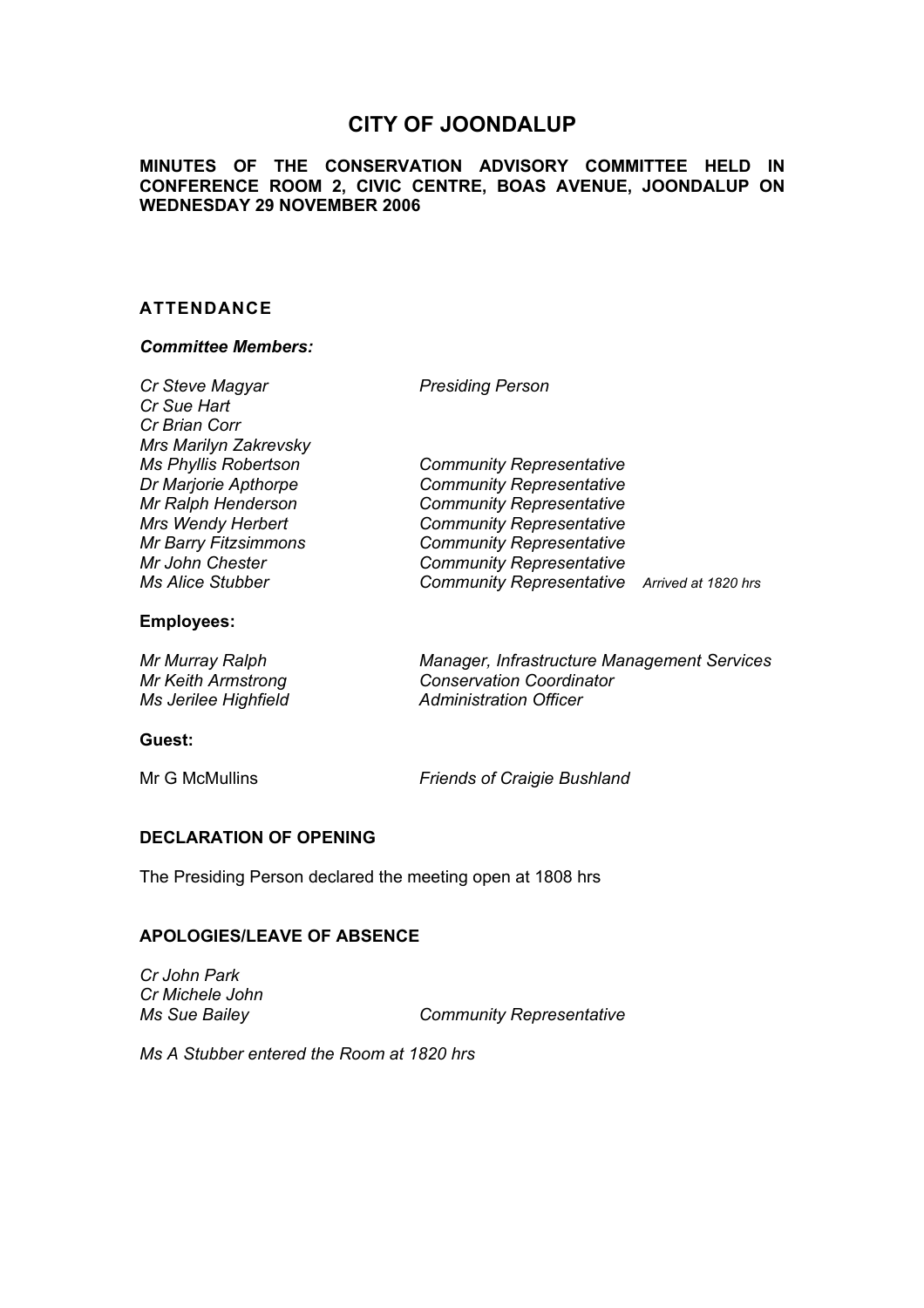# CITY OF JOONDALUP

**MINUTES OF THE CONSERVATION ADVISORY COMMITTEE HELD IN CONFERENCE ROOM 2, CIVIC CENTRE, BOAS AVENUE, JOONDALUP ON WEDNESDAY 29 NOVEMBER 2006**

## ATTENDANCE

***Committee Members:***

| | | |
|---|---|---|
| *Cr Steve Magyar* | *Presiding Person* | |
| *Cr Sue Hart* | | |
| *Cr Brian Corr* | | |
| *Mrs Marilyn Zakrevsky* | | |
| *Ms Phyllis Robertson* | *Community Representative* | |
| *Dr Marjorie Apthorpe* | *Community Representative* | |
| *Mr Ralph Henderson* | *Community Representative* | |
| *Mrs Wendy Herbert* | *Community Representative* | |
| *Mr Barry Fitzsimmons* | *Community Representative* | |
| *Mr John Chester* | *Community Representative* | |
| *Ms Alice Stubber* | *Community Representative* | *Arrived at 1820 hrs* |

**Employees:**

| | |
|---|---|
| *Mr Murray Ralph* | *Manager, Infrastructure Management Services* |
| *Mr Keith Armstrong* | *Conservation Coordinator* |
| *Ms Jerilee Highfield* | *Administration Officer* |

**Guest:**

| | |
|---|---|
| Mr G McMullins | *Friends of Craigie Bushland* |

**DECLARATION OF OPENING**

The Presiding Person declared the meeting open at 1808 hrs

**APOLOGIES/LEAVE OF ABSENCE**

| | |
|---|---|
| *Cr John Park* | |
| *Cr Michele John* | |
| *Ms Sue Bailey* | *Community Representative* |

*Ms A Stubber entered the Room at 1820 hrs*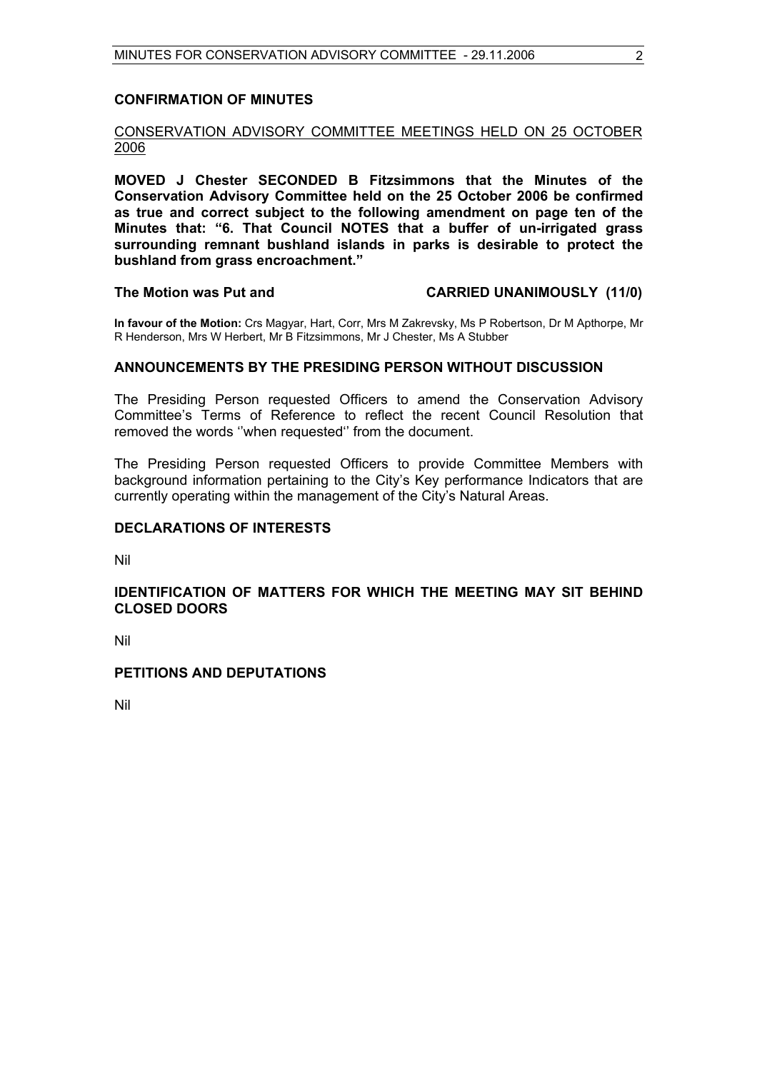## CONFIRMATION OF MINUTES

CONSERVATION ADVISORY COMMITTEE MEETINGS HELD ON 25 OCTOBER 2006

**MOVED J Chester SECONDED B Fitzsimmons that the Minutes of the Conservation Advisory Committee held on the 25 October 2006 be confirmed as true and correct subject to the following amendment on page ten of the Minutes that: "6. That Council NOTES that a buffer of un-irrigated grass surrounding remnant bushland islands in parks is desirable to protect the bushland from grass encroachment."**

**The Motion was Put and CARRIED UNANIMOUSLY (11/0)**

**In favour of the Motion:** Crs Magyar, Hart, Corr, Mrs M Zakrevsky, Ms P Robertson, Dr M Apthorpe, Mr R Henderson, Mrs W Herbert, Mr B Fitzsimmons, Mr J Chester, Ms A Stubber

## ANNOUNCEMENTS BY THE PRESIDING PERSON WITHOUT DISCUSSION

The Presiding Person requested Officers to amend the Conservation Advisory Committee's Terms of Reference to reflect the recent Council Resolution that removed the words ''when requested'' from the document.

The Presiding Person requested Officers to provide Committee Members with background information pertaining to the City's Key performance Indicators that are currently operating within the management of the City's Natural Areas.

## DECLARATIONS OF INTERESTS

Nil

## IDENTIFICATION OF MATTERS FOR WHICH THE MEETING MAY SIT BEHIND CLOSED DOORS

Nil

## PETITIONS AND DEPUTATIONS

Nil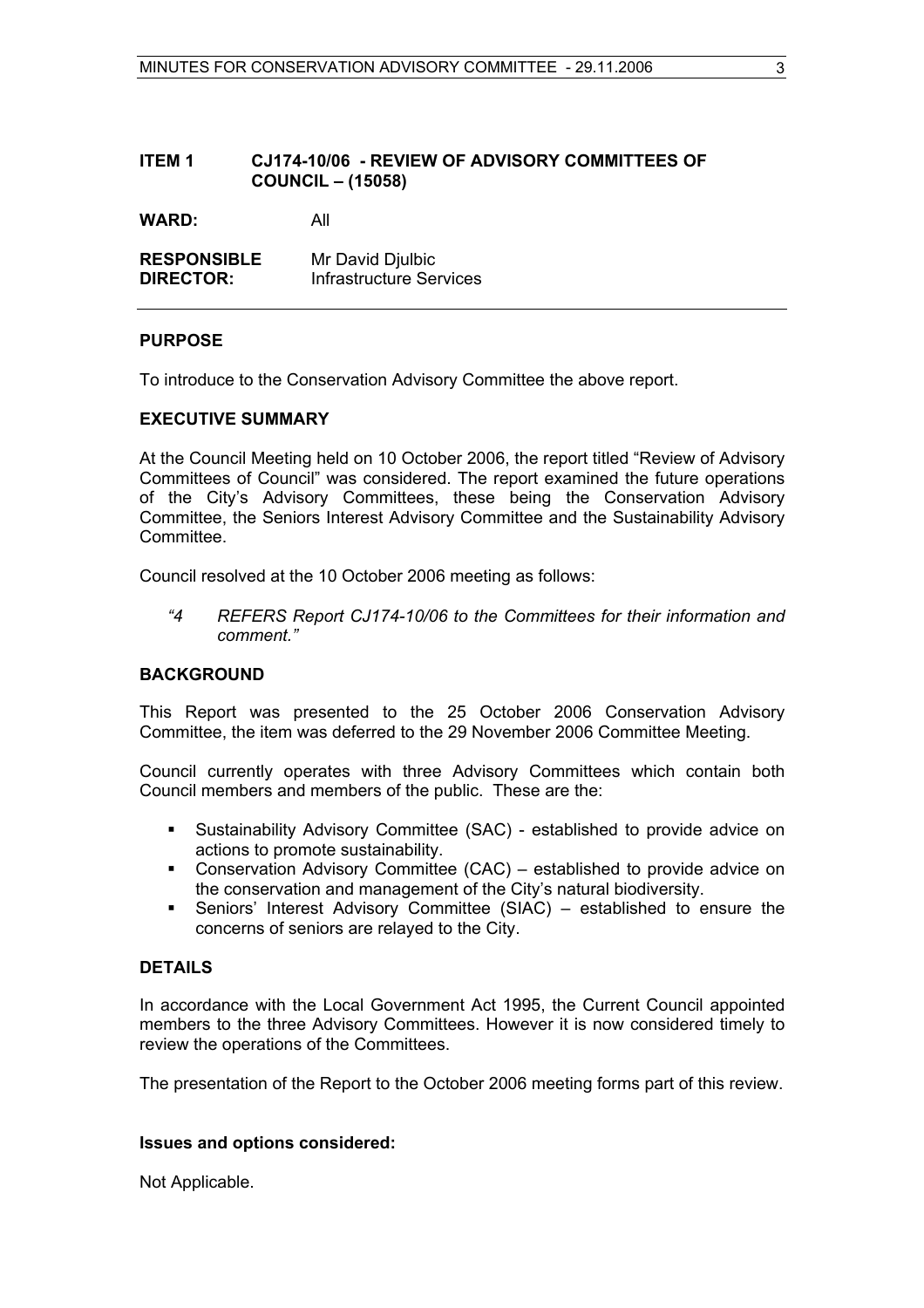## ITEM 1 CJ174-10/06 - REVIEW OF ADVISORY COMMITTEES OF COUNCIL – (15058)

**WARD:** All

**RESPONSIBLE DIRECTOR:** Mr David Djulbic  
Infrastructure Services

### PURPOSE

To introduce to the Conservation Advisory Committee the above report.

### EXECUTIVE SUMMARY

At the Council Meeting held on 10 October 2006, the report titled "Review of Advisory Committees of Council" was considered. The report examined the future operations of the City's Advisory Committees, these being the Conservation Advisory Committee, the Seniors Interest Advisory Committee and the Sustainability Advisory Committee.

Council resolved at the 10 October 2006 meeting as follows:

> *"4 REFERS Report CJ174-10/06 to the Committees for their information and comment."*

### BACKGROUND

This Report was presented to the 25 October 2006 Conservation Advisory Committee, the item was deferred to the 29 November 2006 Committee Meeting.

Council currently operates with three Advisory Committees which contain both Council members and members of the public. These are the:

- Sustainability Advisory Committee (SAC) - established to provide advice on actions to promote sustainability.
- Conservation Advisory Committee (CAC) – established to provide advice on the conservation and management of the City's natural biodiversity.
- Seniors' Interest Advisory Committee (SIAC) – established to ensure the concerns of seniors are relayed to the City.

### DETAILS

In accordance with the Local Government Act 1995, the Current Council appointed members to the three Advisory Committees. However it is now considered timely to review the operations of the Committees.

The presentation of the Report to the October 2006 meeting forms part of this review.

**Issues and options considered:**

Not Applicable.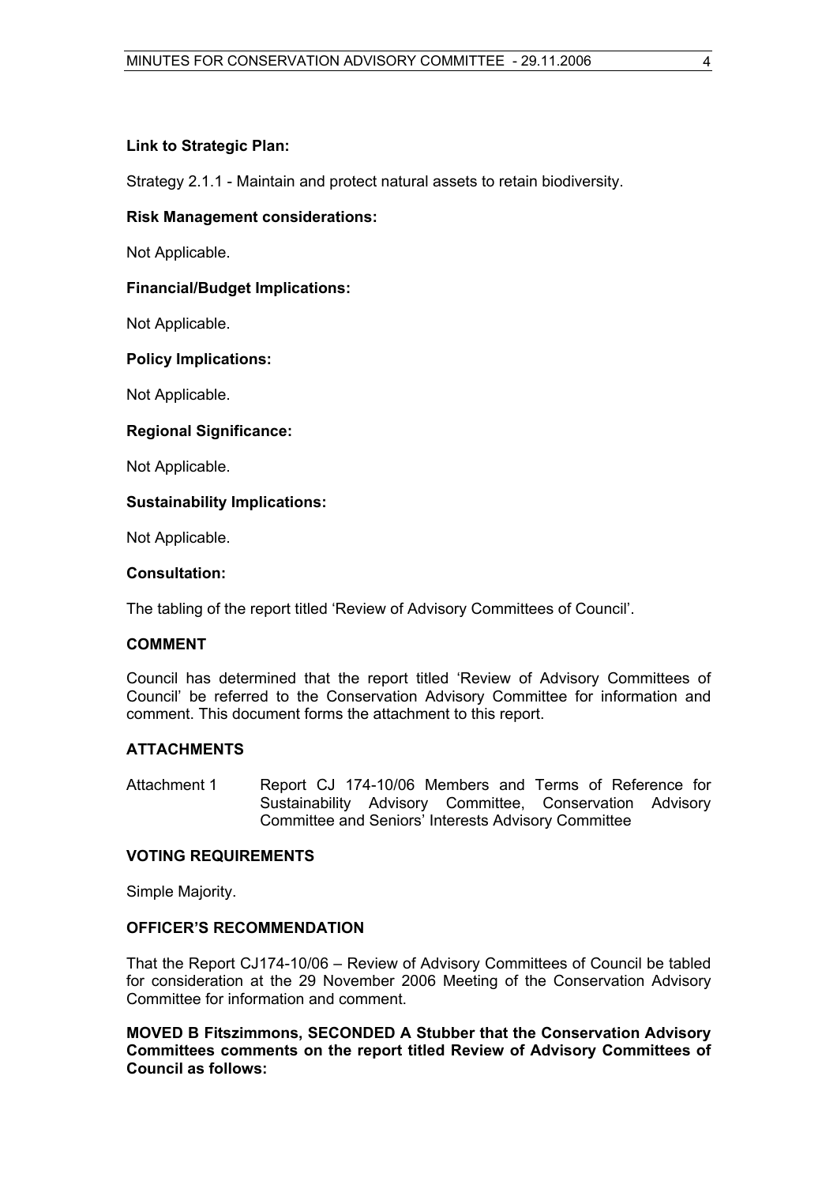**Link to Strategic Plan:**

Strategy 2.1.1 - Maintain and protect natural assets to retain biodiversity.

**Risk Management considerations:**

Not Applicable.

**Financial/Budget Implications:**

Not Applicable.

**Policy Implications:**

Not Applicable.

**Regional Significance:**

Not Applicable.

**Sustainability Implications:**

Not Applicable.

**Consultation:**

The tabling of the report titled 'Review of Advisory Committees of Council'.

## COMMENT

Council has determined that the report titled 'Review of Advisory Committees of Council' be referred to the Conservation Advisory Committee for information and comment. This document forms the attachment to this report.

## ATTACHMENTS

Attachment 1 Report CJ 174-10/06 Members and Terms of Reference for Sustainability Advisory Committee, Conservation Advisory Committee and Seniors' Interests Advisory Committee

## VOTING REQUIREMENTS

Simple Majority.

## OFFICER'S RECOMMENDATION

That the Report CJ174-10/06 – Review of Advisory Committees of Council be tabled for consideration at the 29 November 2006 Meeting of the Conservation Advisory Committee for information and comment.

**MOVED B Fitszimmons, SECONDED A Stubber that the Conservation Advisory Committees comments on the report titled Review of Advisory Committees of Council as follows:**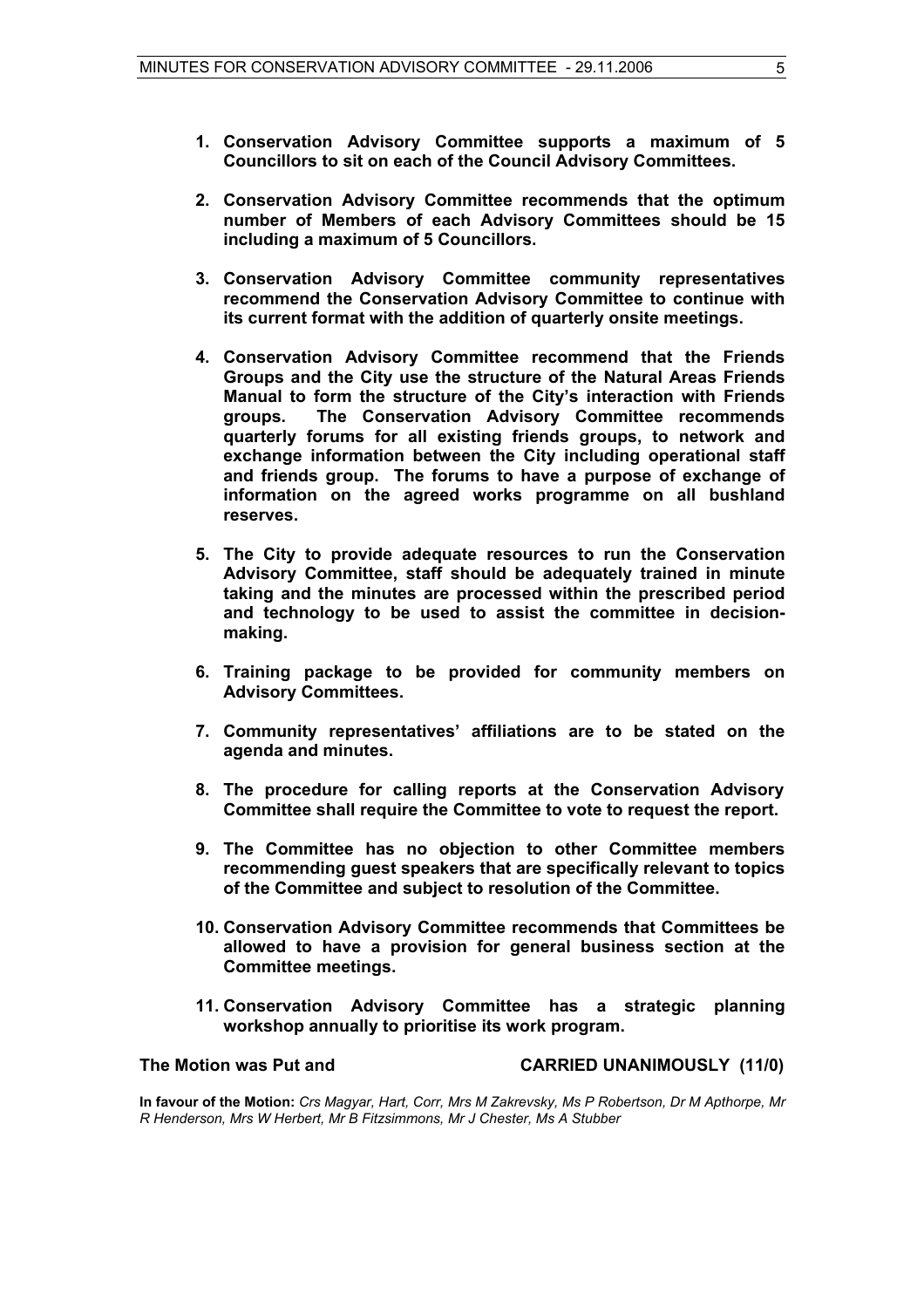1. **Conservation Advisory Committee supports a maximum of 5 Councillors to sit on each of the Council Advisory Committees.**

2. **Conservation Advisory Committee recommends that the optimum number of Members of each Advisory Committees should be 15 including a maximum of 5 Councillors.**

3. **Conservation Advisory Committee community representatives recommend the Conservation Advisory Committee to continue with its current format with the addition of quarterly onsite meetings.**

4. **Conservation Advisory Committee recommend that the Friends Groups and the City use the structure of the Natural Areas Friends Manual to form the structure of the City's interaction with Friends groups. The Conservation Advisory Committee recommends quarterly forums for all existing friends groups, to network and exchange information between the City including operational staff and friends group. The forums to have a purpose of exchange of information on the agreed works programme on all bushland reserves.**

5. **The City to provide adequate resources to run the Conservation Advisory Committee, staff should be adequately trained in minute taking and the minutes are processed within the prescribed period and technology to be used to assist the committee in decision-making.**

6. **Training package to be provided for community members on Advisory Committees.**

7. **Community representatives' affiliations are to be stated on the agenda and minutes.**

8. **The procedure for calling reports at the Conservation Advisory Committee shall require the Committee to vote to request the report.**

9. **The Committee has no objection to other Committee members recommending guest speakers that are specifically relevant to topics of the Committee and subject to resolution of the Committee.**

10. **Conservation Advisory Committee recommends that Committees be allowed to have a provision for general business section at the Committee meetings.**

11. **Conservation Advisory Committee has a strategic planning workshop annually to prioritise its work program.**

**The Motion was Put and CARRIED UNANIMOUSLY (11/0)**

**In favour of the Motion:** *Crs Magyar, Hart, Corr, Mrs M Zakrevsky, Ms P Robertson, Dr M Apthorpe, Mr R Henderson, Mrs W Herbert, Mr B Fitzsimmons, Mr J Chester, Ms A Stubber*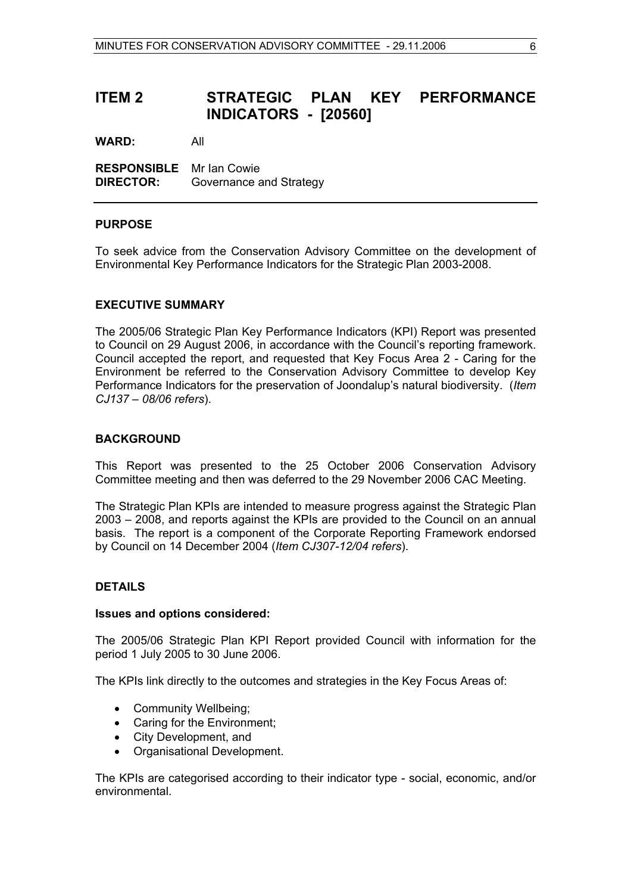# ITEM 2 STRATEGIC PLAN KEY PERFORMANCE INDICATORS - [20560]

**WARD:** All

**RESPONSIBLE DIRECTOR:** Mr Ian Cowie
Governance and Strategy

---

## PURPOSE

To seek advice from the Conservation Advisory Committee on the development of Environmental Key Performance Indicators for the Strategic Plan 2003-2008.

## EXECUTIVE SUMMARY

The 2005/06 Strategic Plan Key Performance Indicators (KPI) Report was presented to Council on 29 August 2006, in accordance with the Council's reporting framework. Council accepted the report, and requested that Key Focus Area 2 - Caring for the Environment be referred to the Conservation Advisory Committee to develop Key Performance Indicators for the preservation of Joondalup's natural biodiversity. (*Item CJ137 – 08/06 refers*).

## BACKGROUND

This Report was presented to the 25 October 2006 Conservation Advisory Committee meeting and then was deferred to the 29 November 2006 CAC Meeting.

The Strategic Plan KPIs are intended to measure progress against the Strategic Plan 2003 – 2008, and reports against the KPIs are provided to the Council on an annual basis. The report is a component of the Corporate Reporting Framework endorsed by Council on 14 December 2004 (*Item CJ307-12/04 refers*).

## DETAILS

### Issues and options considered:

The 2005/06 Strategic Plan KPI Report provided Council with information for the period 1 July 2005 to 30 June 2006.

The KPIs link directly to the outcomes and strategies in the Key Focus Areas of:

- Community Wellbeing;
- Caring for the Environment;
- City Development, and
- Organisational Development.

The KPIs are categorised according to their indicator type - social, economic, and/or environmental.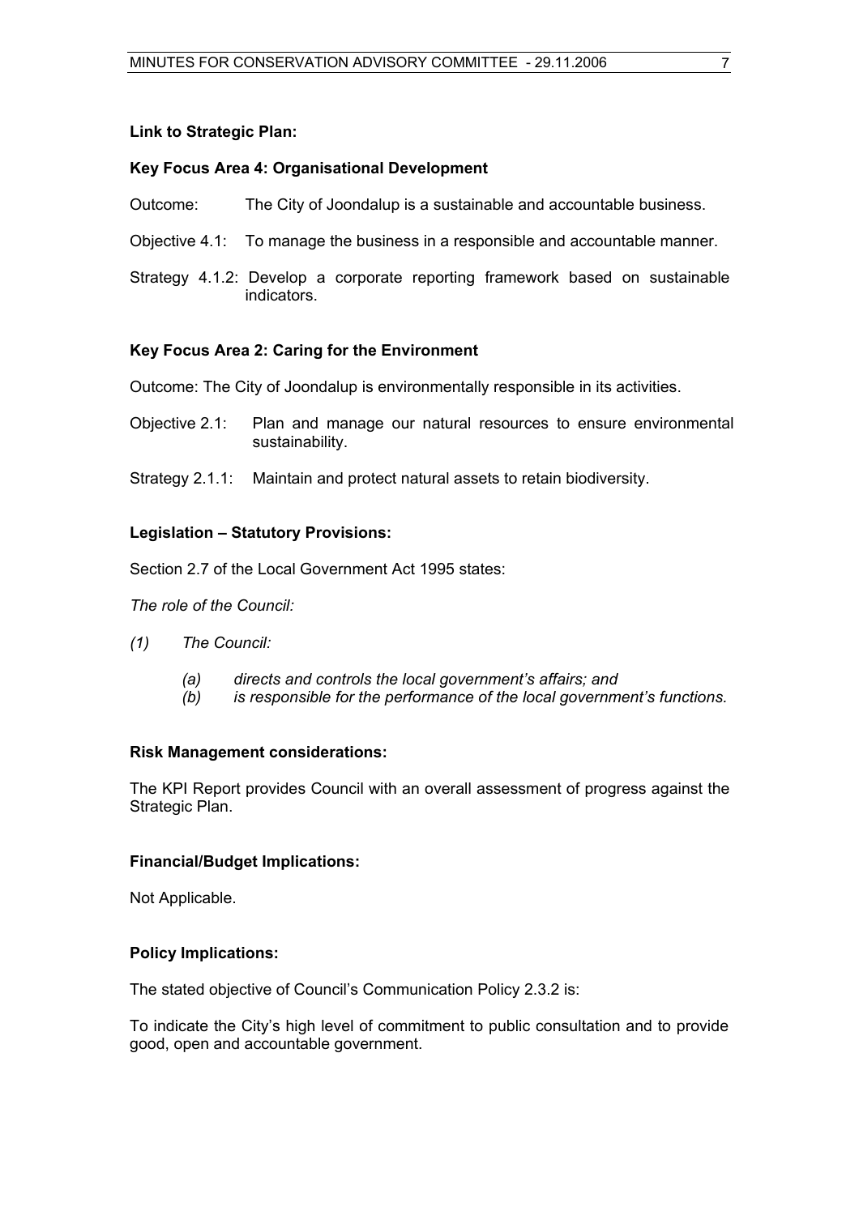**Link to Strategic Plan:**

**Key Focus Area 4: Organisational Development**

Outcome: The City of Joondalup is a sustainable and accountable business.

Objective 4.1: To manage the business in a responsible and accountable manner.

Strategy 4.1.2: Develop a corporate reporting framework based on sustainable indicators.

**Key Focus Area 2: Caring for the Environment**

Outcome: The City of Joondalup is environmentally responsible in its activities.

Objective 2.1: Plan and manage our natural resources to ensure environmental sustainability.

Strategy 2.1.1: Maintain and protect natural assets to retain biodiversity.

**Legislation – Statutory Provisions:**

Section 2.7 of the Local Government Act 1995 states:

*The role of the Council:*

*(1) The Council:*

*(a) directs and controls the local government's affairs; and*
*(b) is responsible for the performance of the local government's functions.*

**Risk Management considerations:**

The KPI Report provides Council with an overall assessment of progress against the Strategic Plan.

**Financial/Budget Implications:**

Not Applicable.

**Policy Implications:**

The stated objective of Council's Communication Policy 2.3.2 is:

To indicate the City's high level of commitment to public consultation and to provide good, open and accountable government.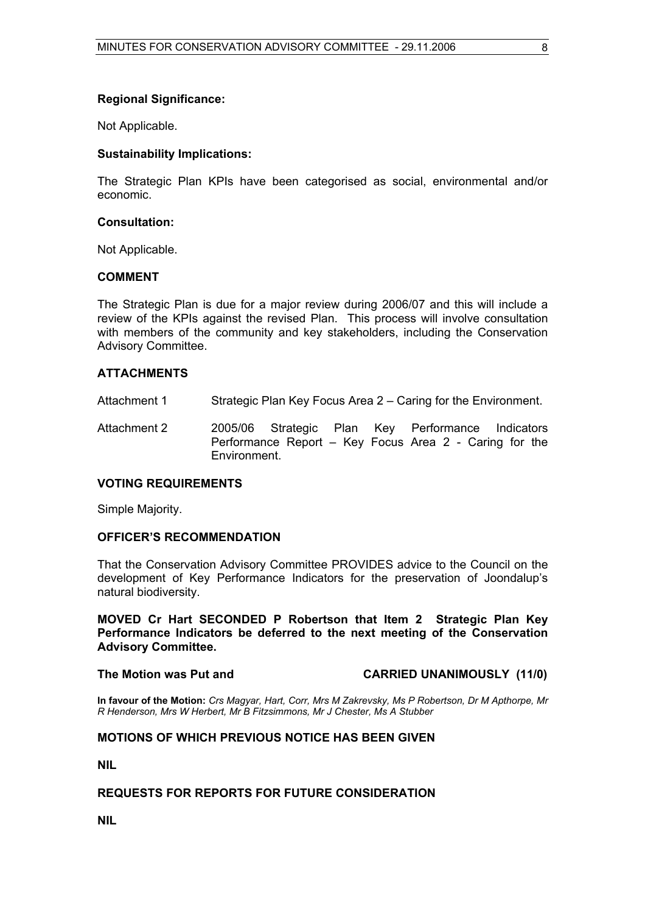**Regional Significance:**

Not Applicable.

**Sustainability Implications:**

The Strategic Plan KPIs have been categorised as social, environmental and/or economic.

**Consultation:**

Not Applicable.

**COMMENT**

The Strategic Plan is due for a major review during 2006/07 and this will include a review of the KPIs against the revised Plan. This process will involve consultation with members of the community and key stakeholders, including the Conservation Advisory Committee.

**ATTACHMENTS**

Attachment 1 Strategic Plan Key Focus Area 2 – Caring for the Environment.

Attachment 2 2005/06 Strategic Plan Key Performance Indicators Performance Report – Key Focus Area 2 - Caring for the Environment.

**VOTING REQUIREMENTS**

Simple Majority.

**OFFICER'S RECOMMENDATION**

That the Conservation Advisory Committee PROVIDES advice to the Council on the development of Key Performance Indicators for the preservation of Joondalup's natural biodiversity.

**MOVED Cr Hart SECONDED P Robertson that Item 2 Strategic Plan Key Performance Indicators be deferred to the next meeting of the Conservation Advisory Committee.**

**The Motion was Put and CARRIED UNANIMOUSLY (11/0)**

**In favour of the Motion:** *Crs Magyar, Hart, Corr, Mrs M Zakrevsky, Ms P Robertson, Dr M Apthorpe, Mr R Henderson, Mrs W Herbert, Mr B Fitzsimmons, Mr J Chester, Ms A Stubber*

**MOTIONS OF WHICH PREVIOUS NOTICE HAS BEEN GIVEN**

**NIL**

**REQUESTS FOR REPORTS FOR FUTURE CONSIDERATION**

**NIL**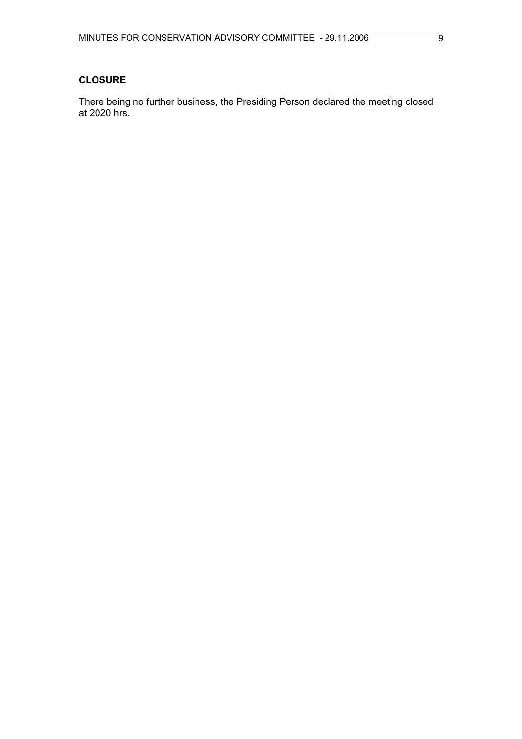**CLOSURE**

There being no further business, the Presiding Person declared the meeting closed at 2020 hrs.